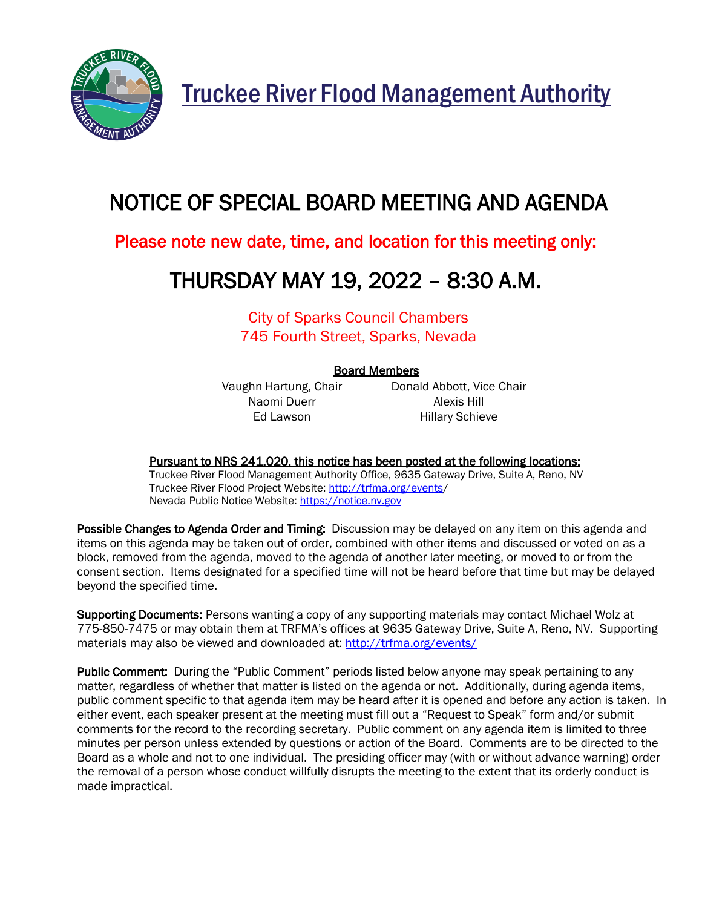# Truckee River Flood Management Authority

## NOTICE OF SPECIAL BOARD MEETING AND AGENDA

**Please note new date, time, and location for this meeting only:**

## THURSDAY MAY 19, 2022 – 8:30 A.M.

City of Sparks Council Chambers
745 Fourth Street, Sparks, Nevada

**Board Members**

| | |
|---|---|
| Vaughn Hartung, Chair | Donald Abbott, Vice Chair |
| Naomi Duerr | Alexis Hill |
| Ed Lawson | Hillary Schieve |

**Pursuant to NRS 241.020, this notice has been posted at the following locations:**
Truckee River Flood Management Authority Office, 9635 Gateway Drive, Suite A, Reno, NV
Truckee River Flood Project Website: http://trfma.org/events/
Nevada Public Notice Website: https://notice.nv.gov

**Possible Changes to Agenda Order and Timing:** Discussion may be delayed on any item on this agenda and items on this agenda may be taken out of order, combined with other items and discussed or voted on as a block, removed from the agenda, moved to the agenda of another later meeting, or moved to or from the consent section. Items designated for a specified time will not be heard before that time but may be delayed beyond the specified time.

**Supporting Documents:** Persons wanting a copy of any supporting materials may contact Michael Wolz at 775-850-7475 or may obtain them at TRFMA's offices at 9635 Gateway Drive, Suite A, Reno, NV. Supporting materials may also be viewed and downloaded at: http://trfma.org/events/

**Public Comment:** During the "Public Comment" periods listed below anyone may speak pertaining to any matter, regardless of whether that matter is listed on the agenda or not. Additionally, during agenda items, public comment specific to that agenda item may be heard after it is opened and before any action is taken. In either event, each speaker present at the meeting must fill out a "Request to Speak" form and/or submit comments for the record to the recording secretary. Public comment on any agenda item is limited to three minutes per person unless extended by questions or action of the Board. Comments are to be directed to the Board as a whole and not to one individual. The presiding officer may (with or without advance warning) order the removal of a person whose conduct willfully disrupts the meeting to the extent that its orderly conduct is made impractical.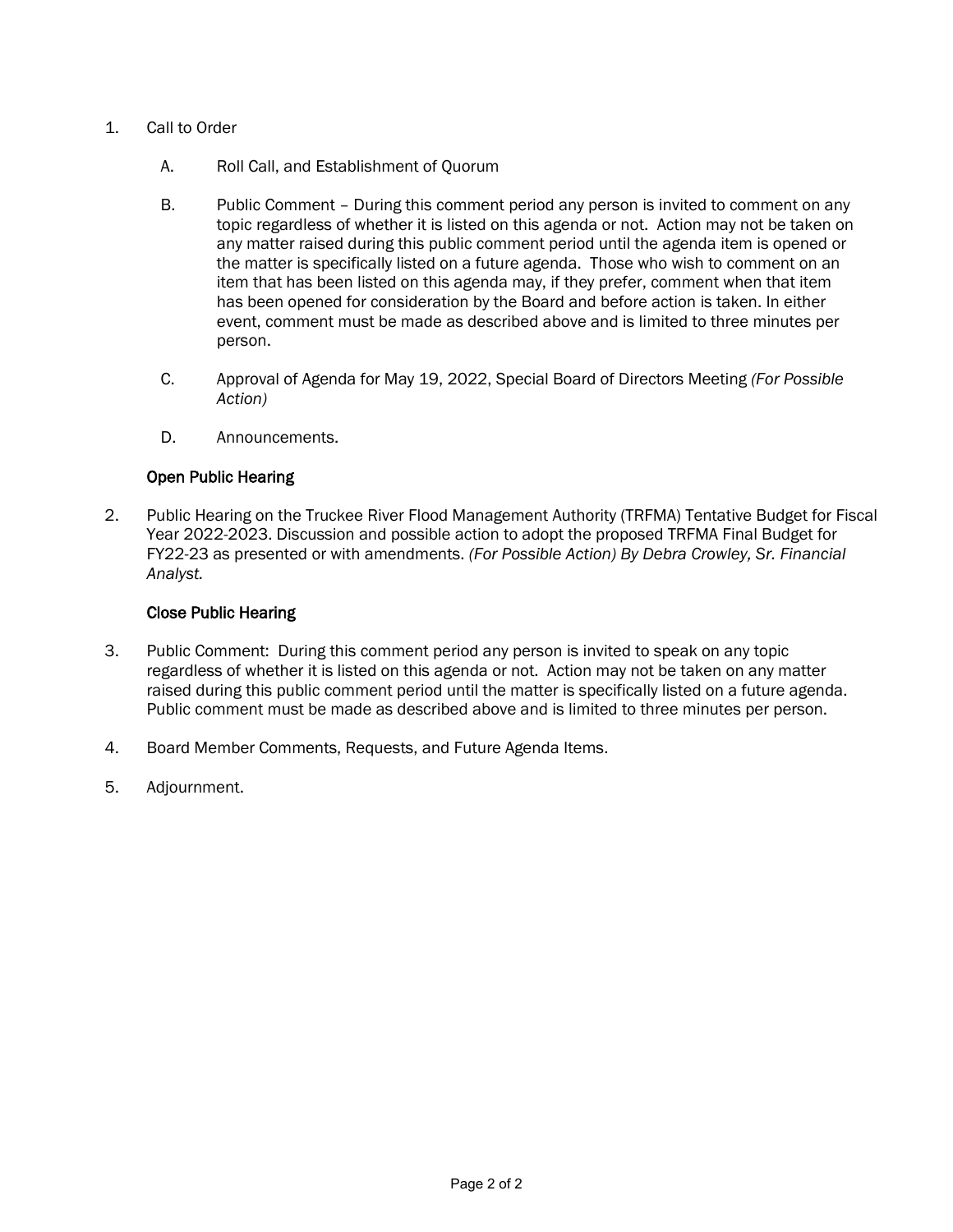1. Call to Order

    A. Roll Call, and Establishment of Quorum

    B. Public Comment – During this comment period any person is invited to comment on any topic regardless of whether it is listed on this agenda or not. Action may not be taken on any matter raised during this public comment period until the agenda item is opened or the matter is specifically listed on a future agenda. Those who wish to comment on an item that has been listed on this agenda may, if they prefer, comment when that item has been opened for consideration by the Board and before action is taken. In either event, comment must be made as described above and is limited to three minutes per person.

    C. Approval of Agenda for May 19, 2022, Special Board of Directors Meeting *(For Possible Action)*

    D. Announcements.

**Open Public Hearing**

2. Public Hearing on the Truckee River Flood Management Authority (TRFMA) Tentative Budget for Fiscal Year 2022-2023. Discussion and possible action to adopt the proposed TRFMA Final Budget for FY22-23 as presented or with amendments. *(For Possible Action) By Debra Crowley, Sr. Financial Analyst.*

**Close Public Hearing**

3. Public Comment: During this comment period any person is invited to speak on any topic regardless of whether it is listed on this agenda or not. Action may not be taken on any matter raised during this public comment period until the matter is specifically listed on a future agenda. Public comment must be made as described above and is limited to three minutes per person.

4. Board Member Comments, Requests, and Future Agenda Items.

5. Adjournment.